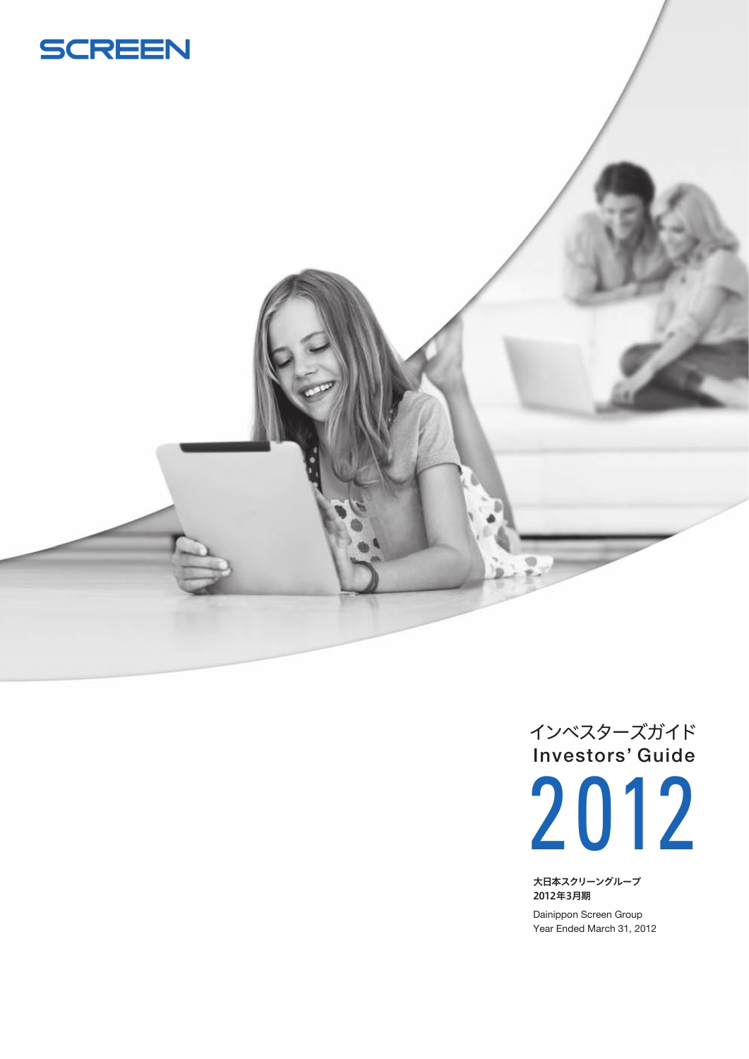SCREEN

# インベスターズガイド
# Investors' Guide
# 2012

**大日本スクリーングループ**
**2012年3月期**

Dainippon Screen Group
Year Ended March 31, 2012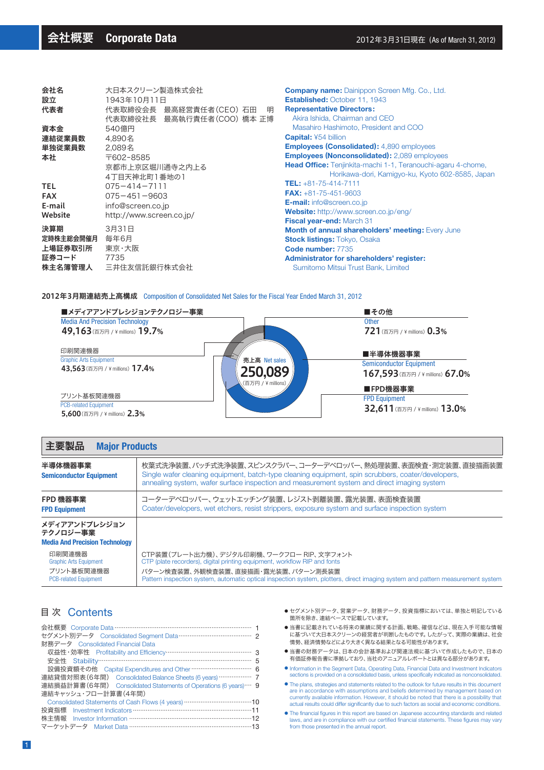# 会社概要 Corporate Data

2012年3月31日現在（As of March 31, 2012）

| | |
|---|---|
| **会社名** | 大日本スクリーン製造株式会社 |
| **設立** | 1943年10月11日 |
| **代表者** | 代表取締役会長　最高経営責任者（CEO）石田　明<br>代表取締役社長　最高執行責任者（COO）橋本 正博 |
| **資本金** | 540億円 |
| **連結従業員数** | 4,890名 |
| **単独従業員数** | 2,089名 |
| **本社** | 〒602-8585<br>京都市上京区堀川通寺之内上る<br>4丁目天神北町1番地の1 |
| **TEL** | 075−414−7111 |
| **FAX** | 075−451−9603 |
| **E-mail** | info@screen.co.jp |
| **Website** | http://www.screen.co.jp/ |
| **決算期** | 3月31日 |
| **定時株主総会開催月** | 毎年6月 |
| **上場証券取引所** | 東京・大阪 |
| **証券コード** | 7735 |
| **株主名簿管理人** | 三井住友信託銀行株式会社 |

**Company name:** Dainippon Screen Mfg. Co., Ltd.
**Established:** October 11, 1943
**Representative Directors:**
Akira Ishida, Chairman and CEO
Masahiro Hashimoto, President and COO
**Capital:** ¥54 billion
**Employees (Consolidated):** 4,890 employees
**Employees (Nonconsolidated):** 2,089 employees
**Head Office:** Tenjinkita-machi 1-1, Teranouchi-agaru 4-chome, Horikawa-dori, Kamigyo-ku, Kyoto 602-8585, Japan
**TEL:** +81-75-414-7111
**FAX:** +81-75-451-9603
**E-mail:** info@screen.co.jp
**Website:** http://www.screen.co.jp/eng/
**Fiscal year-end:** March 31
**Month of annual shareholders' meeting:** Every June
**Stock listings:** Tokyo, Osaka
**Code number:** 7735
**Administrator for shareholders' register:**
Sumitomo Mitsui Trust Bank, Limited

## 2012年3月期連結売上高構成 Composition of Consolidated Net Sales for the Fiscal Year Ended March 31, 2012

売上高 Net sales **250,089**（百万円 / ¥ millions）

| セグメント Segment | 金額（百万円 / ¥ millions） | 構成比 |
|---|---|---|
| ■メディアアンドプレシジョンテクノロジー事業 Media And Precision Technology | 49,163 | 19.7% |
| 印刷関連機器 Graphic Arts Equipment | 43,563 | 17.4% |
| プリント基板関連機器 PCB-related Equipment | 5,600 | 2.3% |
| ■その他 Other | 721 | 0.3% |
| ■半導体機器事業 Semiconductor Equipment | 167,593 | 67.0% |
| ■FPD機器事業 FPD Equipment | 32,611 | 13.0% |

## 主要製品 Major Products

| | |
|---|---|
| **半導体機器事業**<br>**Semiconductor Equipment** | 枚葉式洗浄装置、バッチ式洗浄装置、スピンスクラバー、コーターデベロッパー、熱処理装置、表面検査・測定装置、直接描画装置<br>Single wafer cleaning equipment, batch-type cleaning equipment, spin scrubbers, coater/developers, annealing system, wafer surface inspection and measurement system and direct imaging system |
| **FPD 機器事業**<br>**FPD Equipment** | コーターデベロッパー、ウェットエッチング装置、レジスト剥離装置、露光装置、表面検査装置<br>Coater/developers, wet etchers, resist strippers, exposure system and surface inspection system |
| **メディアアンドプレシジョンテクノロジー事業**<br>**Media And Precision Technology** | |
| 印刷関連機器<br>Graphic Arts Equipment | CTP装置（プレート出力機）、デジタル印刷機、ワークフロー RIP、文字フォント<br>CTP (plate recorders), digital printing equipment, workflow RIP and fonts |
| プリント基板関連機器<br>PCB-related Equipment | パターン検査装置、外観検査装置、直接描画・露光装置、パターン測長装置<br>Pattern inspection system, automatic optical inspection system, plotters, direct imaging system and pattern measurement system |

## 目 次 Contents

- 会社概要 Corporate Data ……… 1
- セグメント別データ Consolidated Segment Data ……… 2
- 財務データ Consolidated Financial Data
  - 収益性・効率性 Profitability and Efficiency ……… 3
  - 安全性 Stability ……… 5
  - 設備投資額その他 Capital Expenditures and Other ……… 6
- 連結貸借対照表（6年間） Consolidated Balance Sheets (6 years) ……… 7
- 連結損益計算書（6年間） Consolidated Statements of Operations (6 years) ……… 9
- 連結キャッシュ・フロー計算書（4年間） Consolidated Statements of Cash Flows (4 years) ……… 10
- 投資指標 Investment Indicators ……… 11
- 株主情報 Investor Information ……… 12
- マーケットデータ Market Data ……… 13

- セグメント別データ、営業データ、財務データ、投資指標においては、単独と明記している箇所を除き、連結ベースで記載しています。
- 当書に記載されている将来の業績に関する計画、戦略、確信などは、現在入手可能な情報に基づいて大日本スクリーンの経営者が判断したものです。したがって、実際の業績は、社会情勢、経済情勢などにより大きく異なる結果となる可能性があります。
- 当書の財務データは、日本の会計基準および関連法規に基づいて作成したもので、日本の有価証券報告書に準拠しており、当社のアニュアルレポートとは異なる部分があります。
- Information in the Segment Data, Operating Data, Financial Data and Investment Indicators sections is provided on a consolidated basis, unless specifically indicated as nonconsolidated.
- The plans, strategies and statements related to the outlook for future results in this document are in accordance with assumptions and beliefs determined by management based on currently available information. However, it should be noted that there is a possibility that actual results could differ significantly due to such factors as social and economic conditions.
- The financial figures in this report are based on Japanese accounting standards and related laws, and are in compliance with our certified financial statements. These figures may vary from those presented in the annual report.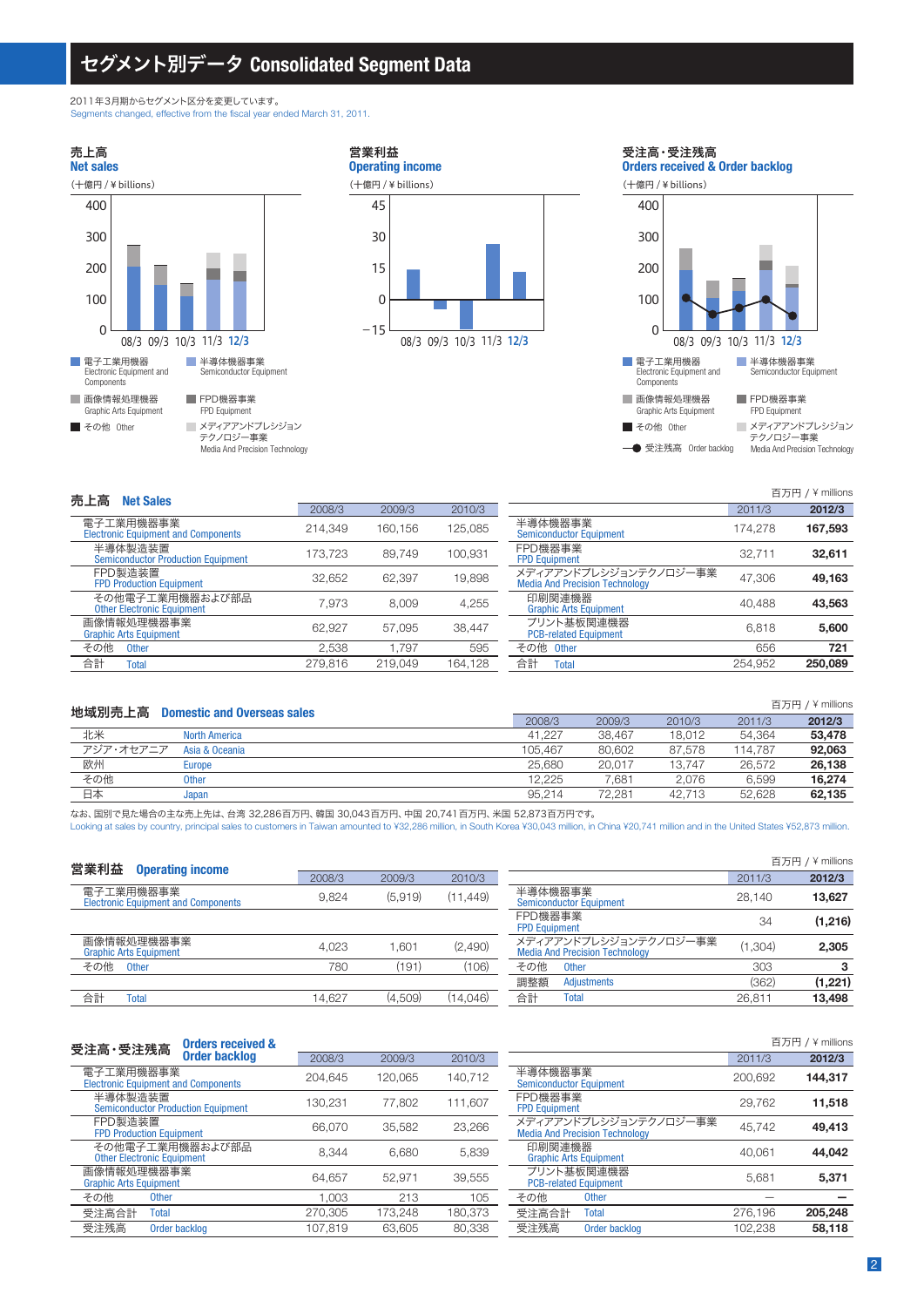# セグメント別データ Consolidated Segment Data

2011年3月期からセグメント区分を変更しています。
Segments changed, effective from the fiscal year ended March 31, 2011.

### 売上高 Net sales
(十億円 / ¥ billions)

### 営業利益 Operating income
(十億円 / ¥ billions)

### 受注高・受注残高 Orders received & Order backlog
(十億円 / ¥ billions)

■ 電子工業用機器 Electronic Equipment and Components　■ 半導体機器事業 Semiconductor Equipment
■ 画像情報処理機器 Graphic Arts Equipment　■ FPD機器事業 FPD Equipment
■ その他 Other　■ メディアアンドプレシジョンテクノロジー事業 Media And Precision Technology
●受注残高 Order backlog

## 売上高 Net Sales

百万円 / ¥ millions

| | 2008/3 | 2009/3 | 2010/3 |
|---|---|---|---|
| 電子工業用機器事業 Electronic Equipment and Components | 214,349 | 160,156 | 125,085 |
| 半導体製造装置 Semiconductor Production Equipment | 173,723 | 89,749 | 100,931 |
| FPD製造装置 FPD Production Equipment | 32,652 | 62,397 | 19,898 |
| その他電子工業用機器および部品 Other Electronic Equipment | 7,973 | 8,009 | 4,255 |
| 画像情報処理機器事業 Graphic Arts Equipment | 62,927 | 57,095 | 38,447 |
| その他 Other | 2,538 | 1,797 | 595 |
| 合計 Total | 279,816 | 219,049 | 164,128 |

| | 2011/3 | 2012/3 |
|---|---|---|
| 半導体機器事業 Semiconductor Equipment | 174,278 | **167,593** |
| FPD機器事業 FPD Equipment | 32,711 | **32,611** |
| メディアアンドプレシジョンテクノロジー事業 Media And Precision Technology | 47,306 | **49,163** |
| 印刷関連機器 Graphic Arts Equipment | 40,488 | **43,563** |
| プリント基板関連機器 PCB-related Equipment | 6,818 | **5,600** |
| その他 Other | 656 | **721** |
| 合計 Total | 254,952 | **250,089** |

## 地域別売上高 Domestic and Overseas sales

百万円 / ¥ millions

| | | 2008/3 | 2009/3 | 2010/3 | 2011/3 | 2012/3 |
|---|---|---|---|---|---|---|
| 北米 | North America | 41,227 | 38,467 | 18,012 | 54,364 | **53,478** |
| アジア・オセアニア | Asia & Oceania | 105,467 | 80,602 | 87,578 | 114,787 | **92,063** |
| 欧州 | Europe | 25,680 | 20,017 | 13,747 | 26,572 | **26,138** |
| その他 | Other | 12,225 | 7,681 | 2,076 | 6,599 | **16,274** |
| 日本 | Japan | 95,214 | 72,281 | 42,713 | 52,628 | **62,135** |

なお、国別で見た場合の主な売上先は、台湾 32,286百万円、韓国 30,043百万円、中国 20,741百万円、米国 52,873百万円です。
Looking at sales by country, principal sales to customers in Taiwan amounted to ¥32,286 million, in South Korea ¥30,043 million, in China ¥20,741 million and in the United States ¥52,873 million.

## 営業利益 Operating income

百万円 / ¥ millions

| | 2008/3 | 2009/3 | 2010/3 |
|---|---|---|---|
| 電子工業用機器事業 Electronic Equipment and Components | 9,824 | (5,919) | (11,449) |
| 画像情報処理機器事業 Graphic Arts Equipment | 4,023 | 1,601 | (2,490) |
| その他 Other | 780 | (191) | (106) |
| 合計 Total | 14,627 | (4,509) | (14,046) |

| | 2011/3 | 2012/3 |
|---|---|---|
| 半導体機器事業 Semiconductor Equipment | 28,140 | **13,627** |
| FPD機器事業 FPD Equipment | 34 | **(1,216)** |
| メディアアンドプレシジョンテクノロジー事業 Media And Precision Technology | (1,304) | **2,305** |
| その他 Other | 303 | **3** |
| 調整額 Adjustments | (362) | **(1,221)** |
| 合計 Total | 26,811 | **13,498** |

## 受注高・受注残高 Orders received & Order backlog

百万円 / ¥ millions

| | 2008/3 | 2009/3 | 2010/3 |
|---|---|---|---|
| 電子工業用機器事業 Electronic Equipment and Components | 204,645 | 120,065 | 140,712 |
| 半導体製造装置 Semiconductor Production Equipment | 130,231 | 77,802 | 111,607 |
| FPD製造装置 FPD Production Equipment | 66,070 | 35,582 | 23,266 |
| その他電子工業用機器および部品 Other Electronic Equipment | 8,344 | 6,680 | 5,839 |
| 画像情報処理機器事業 Graphic Arts Equipment | 64,657 | 52,971 | 39,555 |
| その他 Other | 1,003 | 213 | 105 |
| 受注高合計 Total | 270,305 | 173,248 | 180,373 |
| 受注残高 Order backlog | 107,819 | 63,605 | 80,338 |

| | 2011/3 | 2012/3 |
|---|---|---|
| 半導体機器事業 Semiconductor Equipment | 200,692 | **144,317** |
| FPD機器事業 FPD Equipment | 29,762 | **11,518** |
| メディアアンドプレシジョンテクノロジー事業 Media And Precision Technology | 45,742 | **49,413** |
| 印刷関連機器 Graphic Arts Equipment | 40,061 | **44,042** |
| プリント基板関連機器 PCB-related Equipment | 5,681 | **5,371** |
| その他 Other | — | **—** |
| 受注高合計 Total | 276,196 | **205,248** |
| 受注残高 Order backlog | 102,238 | **58,118** |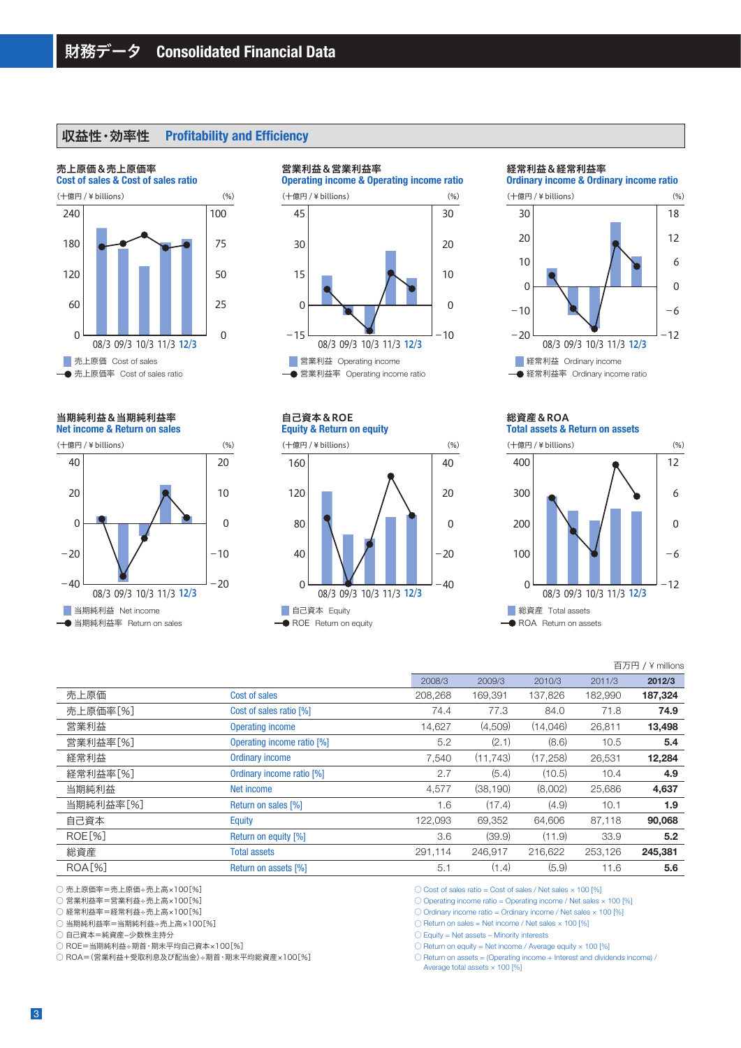# 財務データ Consolidated Financial Data

## 収益性・効率性 Profitability and Efficiency

### 売上原価＆売上原価率 Cost of sales & Cost of sales ratio

（十億円 / ¥ billions） (%)

■ 売上原価 Cost of sales
● 売上原価率 Cost of sales ratio

### 営業利益＆営業利益率 Operating income & Operating income ratio

（十億円 / ¥ billions） (%)

■ 営業利益 Operating income
● 営業利益率 Operating income ratio

### 経常利益＆経常利益率 Ordinary income & Ordinary income ratio

（十億円 / ¥ billions） (%)

■ 経常利益 Ordinary income
● 経常利益率 Ordinary income ratio

### 当期純利益＆当期純利益率 Net income & Return on sales

（十億円 / ¥ billions） (%)

■ 当期純利益 Net income
● 当期純利益率 Return on sales

### 自己資本＆ROE Equity & Return on equity

（十億円 / ¥ billions） (%)

■ 自己資本 Equity
● ROE Return on equity

### 総資産＆ROA Total assets & Return on assets

（十億円 / ¥ billions） (%)

■ 総資産 Total assets
● ROA Return on assets

百万円 / ¥ millions

| | | 2008/3 | 2009/3 | 2010/3 | 2011/3 | **2012/3** |
|---|---|---|---|---|---|---|
| 売上原価 | Cost of sales | 208,268 | 169,391 | 137,826 | 182,990 | **187,324** |
| 売上原価率[%] | Cost of sales ratio [%] | 74.4 | 77.3 | 84.0 | 71.8 | **74.9** |
| 営業利益 | Operating income | 14,627 | (4,509) | (14,046) | 26,811 | **13,498** |
| 営業利益率[%] | Operating income ratio [%] | 5.2 | (2.1) | (8.6) | 10.5 | **5.4** |
| 経常利益 | Ordinary income | 7,540 | (11,743) | (17,258) | 26,531 | **12,284** |
| 経常利益率[%] | Ordinary income ratio [%] | 2.7 | (5.4) | (10.5) | 10.4 | **4.9** |
| 当期純利益 | Net income | 4,577 | (38,190) | (8,002) | 25,686 | **4,637** |
| 当期純利益率[%] | Return on sales [%] | 1.6 | (17.4) | (4.9) | 10.1 | **1.9** |
| 自己資本 | Equity | 122,093 | 69,352 | 64,606 | 87,118 | **90,068** |
| ROE[%] | Return on equity [%] | 3.6 | (39.9) | (11.9) | 33.9 | **5.2** |
| 総資産 | Total assets | 291,114 | 246,917 | 216,622 | 253,126 | **245,381** |
| ROA[%] | Return on assets [%] | 5.1 | (1.4) | (5.9) | 11.6 | **5.6** |

○ 売上原価率＝売上原価÷売上高×100[%]
○ 営業利益率＝営業利益÷売上高×100[%]
○ 経常利益率＝経常利益÷売上高×100[%]
○ 当期純利益率＝当期純利益÷売上高×100[%]
○ 自己資本＝純資産−少数株主持分
○ ROE＝当期純利益÷期首・期末平均自己資本×100[%]
○ ROA＝(営業利益＋受取利息及び配当金)÷期首・期末平均総資産×100[%]

○ Cost of sales ratio = Cost of sales / Net sales × 100 [%]
○ Operating income ratio = Operating income / Net sales × 100 [%]
○ Ordinary income ratio = Ordinary income / Net sales × 100 [%]
○ Return on sales = Net income / Net sales × 100 [%]
○ Equity = Net assets − Minority interests
○ Return on equity = Net income / Average equity × 100 [%]
○ Return on assets = (Operating income + Interest and dividends income) / Average total assets × 100 [%]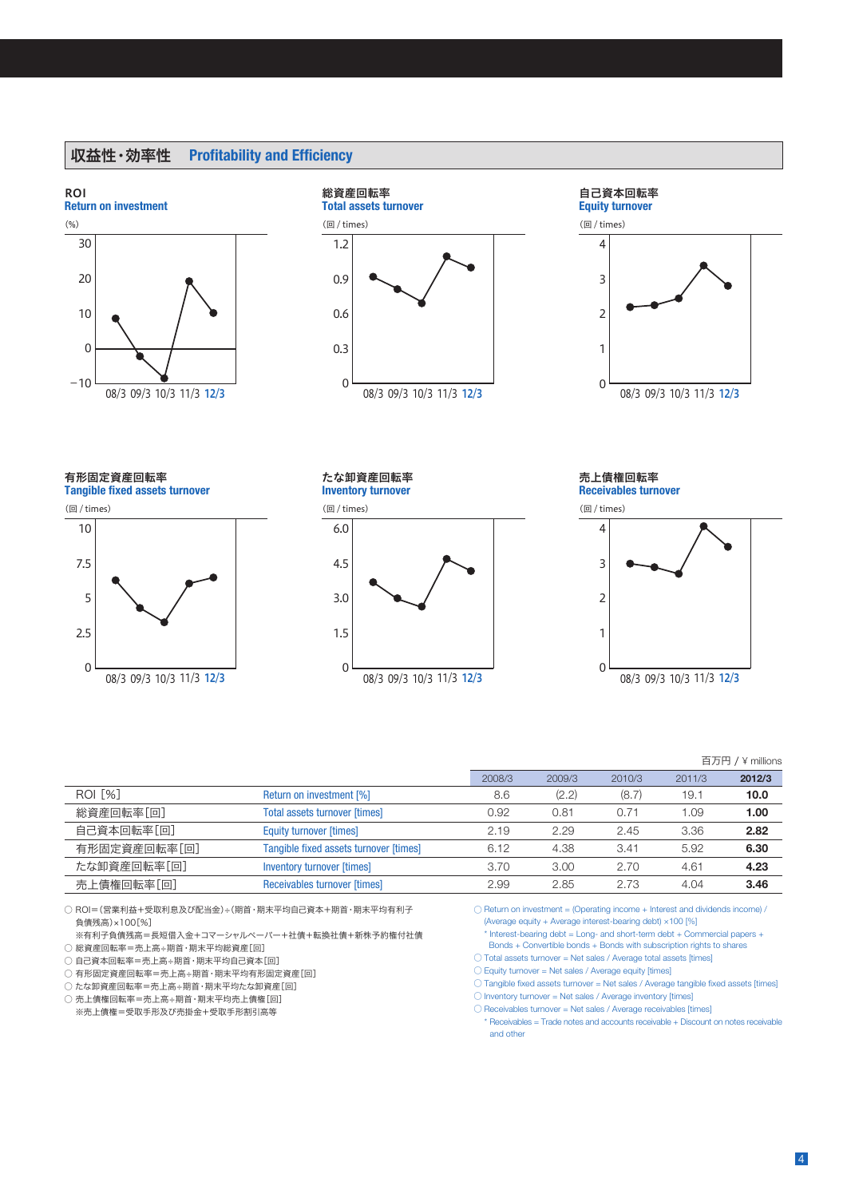## 収益性・効率性　Profitability and Efficiency

### ROI
**Return on investment**

(%)

### 総資産回転率
**Total assets turnover**

(回 / times)

### 自己資本回転率
**Equity turnover**

(回 / times)

### 有形固定資産回転率
**Tangible fixed assets turnover**

(回 / times)

### たな卸資産回転率
**Inventory turnover**

(回 / times)

### 売上債権回転率
**Receivables turnover**

(回 / times)

百万円 / ¥ millions

| | | 2008/3 | 2009/3 | 2010/3 | 2011/3 | **2012/3** |
|---|---|---|---|---|---|---|
| ROI [%] | Return on investment [%] | 8.6 | (2.2) | (8.7) | 19.1 | **10.0** |
| 総資産回転率[回] | Total assets turnover [times] | 0.92 | 0.81 | 0.71 | 1.09 | **1.00** |
| 自己資本回転率[回] | Equity turnover [times] | 2.19 | 2.29 | 2.45 | 3.36 | **2.82** |
| 有形固定資産回転率[回] | Tangible fixed assets turnover [times] | 6.12 | 4.38 | 3.41 | 5.92 | **6.30** |
| たな卸資産回転率[回] | Inventory turnover [times] | 3.70 | 3.00 | 2.70 | 4.61 | **4.23** |
| 売上債権回転率[回] | Receivables turnover [times] | 2.99 | 2.85 | 2.73 | 4.04 | **3.46** |

○ ROI＝(営業利益＋受取利息及び配当金)÷(期首・期末平均自己資本＋期首・期末平均有利子負債残高)×100[%]
　※有利子負債残高＝長短借入金＋コマーシャルペーパー＋社債＋転換社債＋新株予約権付社債
○ 総資産回転率＝売上高÷期首・期末平均総資産[回]
○ 自己資本回転率＝売上高÷期首・期末平均自己資本[回]
○ 有形固定資産回転率＝売上高÷期首・期末平均有形固定資産[回]
○ たな卸資産回転率＝売上高÷期首・期末平均たな卸資産[回]
○ 売上債権回転率＝売上高÷期首・期末平均売上債権[回]
　※売上債権＝受取手形及び売掛金＋受取手形割引高等

○ Return on investment = (Operating income + Interest and dividends income) / (Average equity + Average interest-bearing debt) ×100 [%]
　* Interest-bearing debt = Long- and short-term debt + Commercial papers + Bonds + Convertible bonds + Bonds with subscription rights to shares
○ Total assets turnover = Net sales / Average total assets [times]
○ Equity turnover = Net sales / Average equity [times]
○ Tangible fixed assets turnover = Net sales / Average tangible fixed assets [times]
○ Inventory turnover = Net sales / Average inventory [times]
○ Receivables turnover = Net sales / Average receivables [times]
　* Receivables = Trade notes and accounts receivable + Discount on notes receivable and other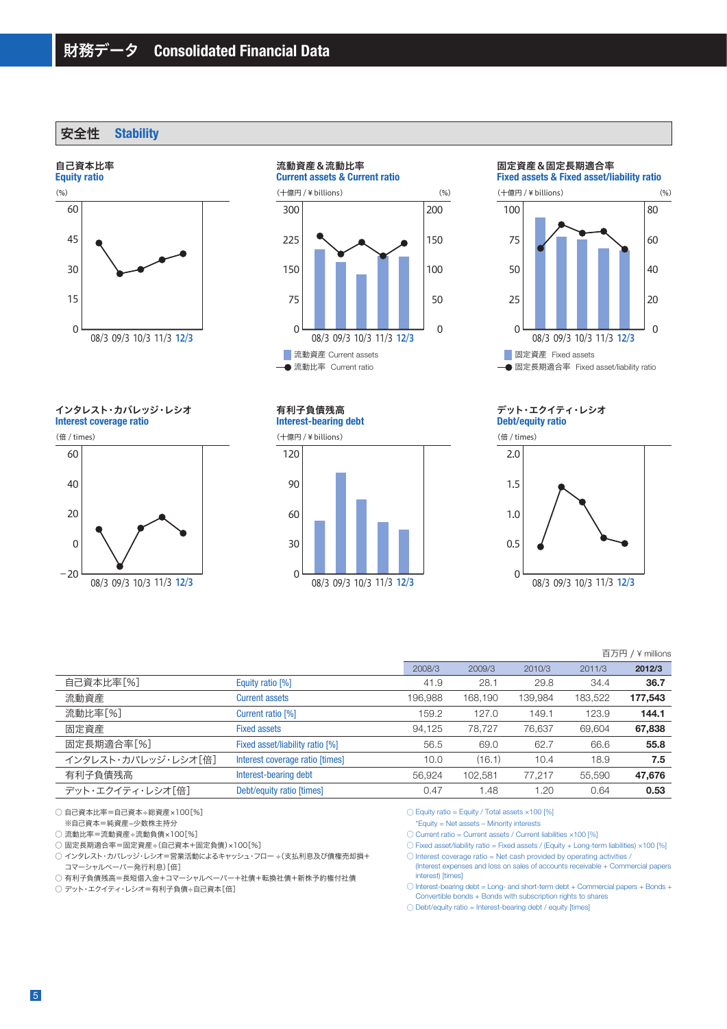# 財務データ　Consolidated Financial Data

## 安全性　Stability

### 自己資本比率 Equity ratio

(%)

### 流動資産＆流動比率 Current assets & Current ratio

(十億円 / ¥ billions) (%)

■ 流動資産 Current assets
● 流動比率 Current ratio

### 固定資産＆固定長期適合率 Fixed assets & Fixed asset/liability ratio

(十億円 / ¥ billions) (%)

■ 固定資産 Fixed assets
● 固定長期適合率 Fixed asset/liability ratio

### インタレスト・カバレッジ・レシオ Interest coverage ratio

(倍 / times)

### 有利子負債残高 Interest-bearing debt

(十億円 / ¥ billions)

### デット・エクイティ・レシオ Debt/equity ratio

(倍 / times)

百万円 / ¥ millions

| | | 2008/3 | 2009/3 | 2010/3 | 2011/3 | **2012/3** |
|---|---|---|---|---|---|---|
| 自己資本比率[%] | Equity ratio [%] | 41.9 | 28.1 | 29.8 | 34.4 | **36.7** |
| 流動資産 | Current assets | 196,988 | 168,190 | 139,984 | 183,522 | **177,543** |
| 流動比率[%] | Current ratio [%] | 159.2 | 127.0 | 149.1 | 123.9 | **144.1** |
| 固定資産 | Fixed assets | 94,125 | 78,727 | 76,637 | 69,604 | **67,838** |
| 固定長期適合率[%] | Fixed asset/liability ratio [%] | 56.5 | 69.0 | 62.7 | 66.6 | **55.8** |
| インタレスト・カバレッジ・レシオ[倍] | Interest coverage ratio [times] | 10.0 | (16.1) | 10.4 | 18.9 | **7.5** |
| 有利子負債残高 | Interest-bearing debt | 56,924 | 102,581 | 77,217 | 55,590 | **47,676** |
| デット・エクイティ・レシオ[倍] | Debt/equity ratio [times] | 0.47 | 1.48 | 1.20 | 0.64 | **0.53** |

○ 自己資本比率＝自己資本÷総資産×100[%]
　※自己資本＝純資産−少数株主持分
○ 流動比率＝流動資産÷流動負債×100[%]
○ 固定長期適合率＝固定資産÷(自己資本＋固定負債)×100[%]
○ インタレスト・カバレッジ・レシオ＝営業活動によるキャッシュ・フロー÷(支払利息及び債権売却損＋コマーシャルペーパー発行利息)[倍]
○ 有利子負債残高＝長短借入金＋コマーシャルペーパー＋社債＋転換社債＋新株予約権付社債
○ デット・エクイティ・レシオ＝有利子負債÷自己資本[倍]

○ Equity ratio = Equity / Total assets ×100 [%]
　*Equity = Net assets − Minority interests
○ Current ratio = Current assets / Current liabilities ×100 [%]
○ Fixed asset/liability ratio = Fixed assets / (Equity + Long-term liabilities) ×100 [%]
○ Interest coverage ratio = Net cash provided by operating activities / (Interest expenses and loss on sales of accounts receivable + Commercial papers interest) [times]
○ Interest-bearing debt = Long- and short-term debt + Commercial papers + Bonds + Convertible bonds + Bonds with subscription rights to shares
○ Debt/equity ratio = Interest-bearing debt / equity [times]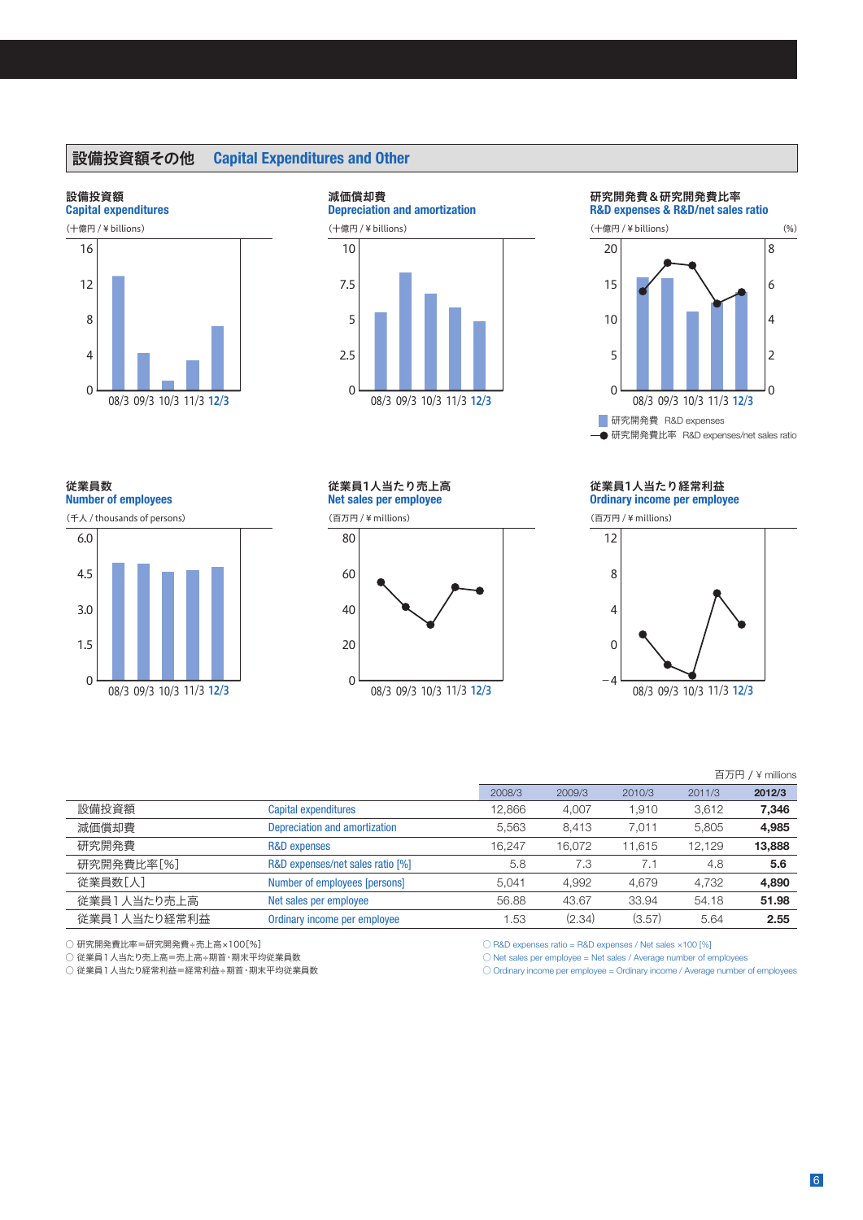## 設備投資額その他　Capital Expenditures and Other

### 設備投資額 Capital expenditures
(十億円 / ¥ billions)

16, 12, 8, 4, 0

08/3 09/3 10/3 11/3 12/3

### 減価償却費 Depreciation and amortization
(十億円 / ¥ billions)

10, 7.5, 5, 2.5, 0

08/3 09/3 10/3 11/3 12/3

### 研究開発費＆研究開発費比率 R&D expenses & R&D/net sales ratio
(十億円 / ¥ billions) (%)

20, 15, 10, 5, 0 / 8, 6, 4, 2, 0

08/3 09/3 10/3 11/3 12/3

研究開発費 R&D expenses
研究開発費比率 R&D expenses/net sales ratio

### 従業員数 Number of employees
(千人 / thousands of persons)

6.0, 4.5, 3.0, 1.5, 0

08/3 09/3 10/3 11/3 12/3

### 従業員1人当たり売上高 Net sales per employee
(百万円 / ¥ millions)

80, 60, 40, 20, 0

08/3 09/3 10/3 11/3 12/3

### 従業員1人当たり経常利益 Ordinary income per employee
(百万円 / ¥ millions)

12, 8, 4, 0, −4

08/3 09/3 10/3 11/3 12/3

百万円 / ¥ millions

| | | 2008/3 | 2009/3 | 2010/3 | 2011/3 | **2012/3** |
|---|---|---|---|---|---|---|
| 設備投資額 | Capital expenditures | 12,866 | 4,007 | 1,910 | 3,612 | **7,346** |
| 減価償却費 | Depreciation and amortization | 5,563 | 8,413 | 7,011 | 5,805 | **4,985** |
| 研究開発費 | R&D expenses | 16,247 | 16,072 | 11,615 | 12,129 | **13,888** |
| 研究開発費比率[%] | R&D expenses/net sales ratio [%] | 5.8 | 7.3 | 7.1 | 4.8 | **5.6** |
| 従業員数[人] | Number of employees [persons] | 5,041 | 4,992 | 4,679 | 4,732 | **4,890** |
| 従業員１人当たり売上高 | Net sales per employee | 56.88 | 43.67 | 33.94 | 54.18 | **51.98** |
| 従業員１人当たり経常利益 | Ordinary income per employee | 1.53 | (2.34) | (3.57) | 5.64 | **2.55** |

○ 研究開発費比率＝研究開発費÷売上高×100[%]
○ 従業員１人当たり売上高＝売上高÷期首・期末平均従業員数
○ 従業員１人当たり経常利益＝経常利益÷期首・期末平均従業員数

○ R&D expenses ratio = R&D expenses / Net sales ×100 [%]
○ Net sales per employee = Net sales / Average number of employees
○ Ordinary income per employee = Ordinary income / Average number of employees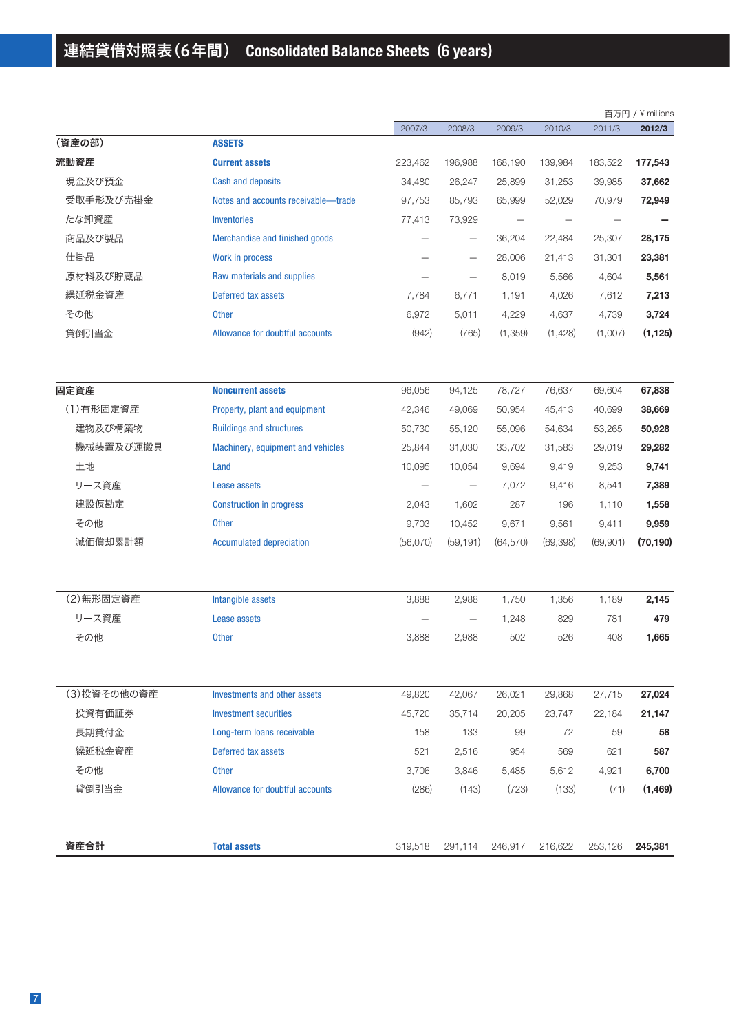# 連結貸借対照表（6年間） Consolidated Balance Sheets (6 years)

百万円 / ¥ millions

| | | 2007/3 | 2008/3 | 2009/3 | 2010/3 | 2011/3 | **2012/3** |
|---|---|---|---|---|---|---|---|
| **（資産の部）** | **ASSETS** | | | | | | |
| **流動資産** | **Current assets** | 223,462 | 196,988 | 168,190 | 139,984 | 183,522 | **177,543** |
| 現金及び預金 | Cash and deposits | 34,480 | 26,247 | 25,899 | 31,253 | 39,985 | **37,662** |
| 受取手形及び売掛金 | Notes and accounts receivable—trade | 97,753 | 85,793 | 65,999 | 52,029 | 70,979 | **72,949** |
| たな卸資産 | Inventories | 77,413 | 73,929 | — | — | — | **—** |
| 商品及び製品 | Merchandise and finished goods | — | — | 36,204 | 22,484 | 25,307 | **28,175** |
| 仕掛品 | Work in process | — | — | 28,006 | 21,413 | 31,301 | **23,381** |
| 原材料及び貯蔵品 | Raw materials and supplies | — | — | 8,019 | 5,566 | 4,604 | **5,561** |
| 繰延税金資産 | Deferred tax assets | 7,784 | 6,771 | 1,191 | 4,026 | 7,612 | **7,213** |
| その他 | Other | 6,972 | 5,011 | 4,229 | 4,637 | 4,739 | **3,724** |
| 貸倒引当金 | Allowance for doubtful accounts | (942) | (765) | (1,359) | (1,428) | (1,007) | **(1,125)** |
| **固定資産** | **Noncurrent assets** | 96,056 | 94,125 | 78,727 | 76,637 | 69,604 | **67,838** |
| (1)有形固定資産 | Property, plant and equipment | 42,346 | 49,069 | 50,954 | 45,413 | 40,699 | **38,669** |
| 建物及び構築物 | Buildings and structures | 50,730 | 55,120 | 55,096 | 54,634 | 53,265 | **50,928** |
| 機械装置及び運搬具 | Machinery, equipment and vehicles | 25,844 | 31,030 | 33,702 | 31,583 | 29,019 | **29,282** |
| 土地 | Land | 10,095 | 10,054 | 9,694 | 9,419 | 9,253 | **9,741** |
| リース資産 | Lease assets | — | — | 7,072 | 9,416 | 8,541 | **7,389** |
| 建設仮勘定 | Construction in progress | 2,043 | 1,602 | 287 | 196 | 1,110 | **1,558** |
| その他 | Other | 9,703 | 10,452 | 9,671 | 9,561 | 9,411 | **9,959** |
| 減価償却累計額 | Accumulated depreciation | (56,070) | (59,191) | (64,570) | (69,398) | (69,901) | **(70,190)** |
| (2)無形固定資産 | Intangible assets | 3,888 | 2,988 | 1,750 | 1,356 | 1,189 | **2,145** |
| リース資産 | Lease assets | — | — | 1,248 | 829 | 781 | **479** |
| その他 | Other | 3,888 | 2,988 | 502 | 526 | 408 | **1,665** |
| (3)投資その他の資産 | Investments and other assets | 49,820 | 42,067 | 26,021 | 29,868 | 27,715 | **27,024** |
| 投資有価証券 | Investment securities | 45,720 | 35,714 | 20,205 | 23,747 | 22,184 | **21,147** |
| 長期貸付金 | Long-term loans receivable | 158 | 133 | 99 | 72 | 59 | **58** |
| 繰延税金資産 | Deferred tax assets | 521 | 2,516 | 954 | 569 | 621 | **587** |
| その他 | Other | 3,706 | 3,846 | 5,485 | 5,612 | 4,921 | **6,700** |
| 貸倒引当金 | Allowance for doubtful accounts | (286) | (143) | (723) | (133) | (71) | **(1,469)** |
| **資産合計** | **Total assets** | 319,518 | 291,114 | 246,917 | 216,622 | 253,126 | **245,381** |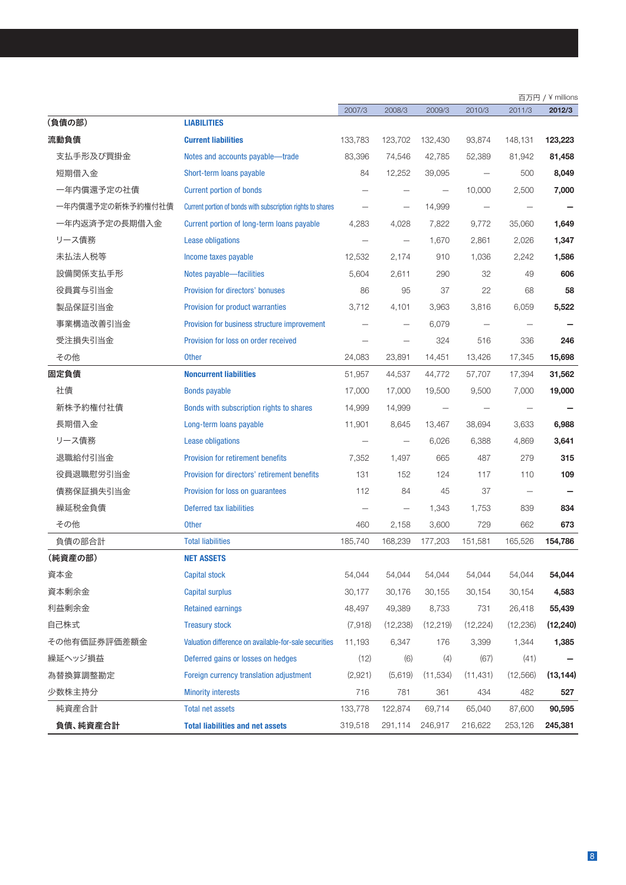百万円 / ¥ millions

| | | 2007/3 | 2008/3 | 2009/3 | 2010/3 | 2011/3 | **2012/3** |
|---|---|---|---|---|---|---|---|
| **(負債の部)** | **LIABILITIES** | | | | | | |
| **流動負債** | **Current liabilities** | 133,783 | 123,702 | 132,430 | 93,874 | 148,131 | **123,223** |
| 支払手形及び買掛金 | Notes and accounts payable—trade | 83,396 | 74,546 | 42,785 | 52,389 | 81,942 | **81,458** |
| 短期借入金 | Short-term loans payable | 84 | 12,252 | 39,095 | — | 500 | **8,049** |
| 一年内償還予定の社債 | Current portion of bonds | — | — | — | 10,000 | 2,500 | **7,000** |
| 一年内償還予定の新株予約権付社債 | Current portion of bonds with subscription rights to shares | — | — | 14,999 | — | — | **—** |
| 一年内返済予定の長期借入金 | Current portion of long-term loans payable | 4,283 | 4,028 | 7,822 | 9,772 | 35,060 | **1,649** |
| リース債務 | Lease obligations | — | — | 1,670 | 2,861 | 2,026 | **1,347** |
| 未払法人税等 | Income taxes payable | 12,532 | 2,174 | 910 | 1,036 | 2,242 | **1,586** |
| 設備関係支払手形 | Notes payable—facilities | 5,604 | 2,611 | 290 | 32 | 49 | **606** |
| 役員賞与引当金 | Provision for directors' bonuses | 86 | 95 | 37 | 22 | 68 | **58** |
| 製品保証引当金 | Provision for product warranties | 3,712 | 4,101 | 3,963 | 3,816 | 6,059 | **5,522** |
| 事業構造改善引当金 | Provision for business structure improvement | — | — | 6,079 | — | — | **—** |
| 受注損失引当金 | Provision for loss on order received | — | — | 324 | 516 | 336 | **246** |
| その他 | Other | 24,083 | 23,891 | 14,451 | 13,426 | 17,345 | **15,698** |
| **固定負債** | **Noncurrent liabilities** | 51,957 | 44,537 | 44,772 | 57,707 | 17,394 | **31,562** |
| 社債 | Bonds payable | 17,000 | 17,000 | 19,500 | 9,500 | 7,000 | **19,000** |
| 新株予約権付社債 | Bonds with subscription rights to shares | 14,999 | 14,999 | — | — | — | **—** |
| 長期借入金 | Long-term loans payable | 11,901 | 8,645 | 13,467 | 38,694 | 3,633 | **6,988** |
| リース債務 | Lease obligations | — | — | 6,026 | 6,388 | 4,869 | **3,641** |
| 退職給付引当金 | Provision for retirement benefits | 7,352 | 1,497 | 665 | 487 | 279 | **315** |
| 役員退職慰労引当金 | Provision for directors' retirement benefits | 131 | 152 | 124 | 117 | 110 | **109** |
| 債務保証損失引当金 | Provision for loss on guarantees | 112 | 84 | 45 | 37 | — | **—** |
| 繰延税金負債 | Deferred tax liabilities | — | — | 1,343 | 1,753 | 839 | **834** |
| その他 | Other | 460 | 2,158 | 3,600 | 729 | 662 | **673** |
| 負債の部合計 | Total liabilities | 185,740 | 168,239 | 177,203 | 151,581 | 165,526 | **154,786** |
| **(純資産の部)** | **NET ASSETS** | | | | | | |
| 資本金 | Capital stock | 54,044 | 54,044 | 54,044 | 54,044 | 54,044 | **54,044** |
| 資本剰余金 | Capital surplus | 30,177 | 30,176 | 30,155 | 30,154 | 30,154 | **4,583** |
| 利益剰余金 | Retained earnings | 48,497 | 49,389 | 8,733 | 731 | 26,418 | **55,439** |
| 自己株式 | Treasury stock | (7,918) | (12,238) | (12,219) | (12,224) | (12,236) | **(12,240)** |
| その他有価証券評価差額金 | Valuation difference on available-for-sale securities | 11,193 | 6,347 | 176 | 3,399 | 1,344 | **1,385** |
| 繰延ヘッジ損益 | Deferred gains or losses on hedges | (12) | (6) | (4) | (67) | (41) | **—** |
| 為替換算調整勘定 | Foreign currency translation adjustment | (2,921) | (5,619) | (11,534) | (11,431) | (12,566) | **(13,144)** |
| 少数株主持分 | Minority interests | 716 | 781 | 361 | 434 | 482 | **527** |
| 純資産合計 | Total net assets | 133,778 | 122,874 | 69,714 | 65,040 | 87,600 | **90,595** |
| **負債、純資産合計** | **Total liabilities and net assets** | 319,518 | 291,114 | 246,917 | 216,622 | 253,126 | **245,381** |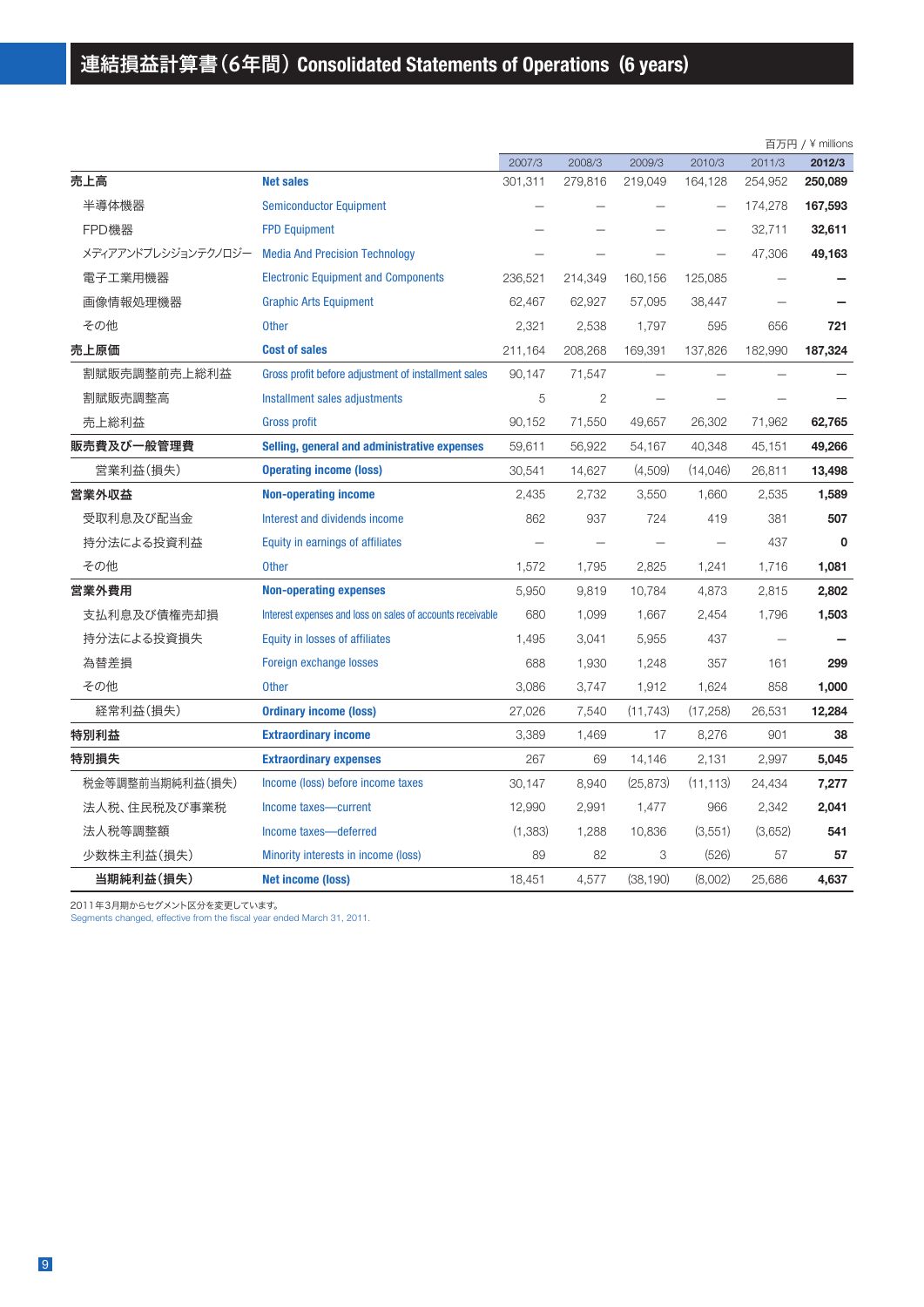# 連結損益計算書（6年間）Consolidated Statements of Operations (6 years)

百万円 / ¥ millions

| | | 2007/3 | 2008/3 | 2009/3 | 2010/3 | 2011/3 | **2012/3** |
|---|---|---|---|---|---|---|---|
| **売上高** | **Net sales** | 301,311 | 279,816 | 219,049 | 164,128 | 254,952 | **250,089** |
| 半導体機器 | Semiconductor Equipment | — | — | — | — | 174,278 | **167,593** |
| FPD機器 | FPD Equipment | — | — | — | — | 32,711 | **32,611** |
| メディアアンドプレシジョンテクノロジー | Media And Precision Technology | — | — | — | — | 47,306 | **49,163** |
| 電子工業用機器 | Electronic Equipment and Components | 236,521 | 214,349 | 160,156 | 125,085 | — | **—** |
| 画像情報処理機器 | Graphic Arts Equipment | 62,467 | 62,927 | 57,095 | 38,447 | — | **—** |
| その他 | Other | 2,321 | 2,538 | 1,797 | 595 | 656 | **721** |
| **売上原価** | **Cost of sales** | 211,164 | 208,268 | 169,391 | 137,826 | 182,990 | **187,324** |
| 割賦販売調整前売上総利益 | Gross profit before adjustment of installment sales | 90,147 | 71,547 | — | — | — | — |
| 割賦販売調整高 | Installment sales adjustments | 5 | 2 | — | — | — | — |
| 売上総利益 | Gross profit | 90,152 | 71,550 | 49,657 | 26,302 | 71,962 | **62,765** |
| **販売費及び一般管理費** | **Selling, general and administrative expenses** | 59,611 | 56,922 | 54,167 | 40,348 | 45,151 | **49,266** |
| 営業利益（損失） | **Operating income (loss)** | 30,541 | 14,627 | (4,509) | (14,046) | 26,811 | **13,498** |
| **営業外収益** | **Non-operating income** | 2,435 | 2,732 | 3,550 | 1,660 | 2,535 | **1,589** |
| 受取利息及び配当金 | Interest and dividends income | 862 | 937 | 724 | 419 | 381 | **507** |
| 持分法による投資利益 | Equity in earnings of affiliates | — | — | — | — | 437 | **0** |
| その他 | Other | 1,572 | 1,795 | 2,825 | 1,241 | 1,716 | **1,081** |
| **営業外費用** | **Non-operating expenses** | 5,950 | 9,819 | 10,784 | 4,873 | 2,815 | **2,802** |
| 支払利息及び債権売却損 | Interest expenses and loss on sales of accounts receivable | 680 | 1,099 | 1,667 | 2,454 | 1,796 | **1,503** |
| 持分法による投資損失 | Equity in losses of affiliates | 1,495 | 3,041 | 5,955 | 437 | — | **—** |
| 為替差損 | Foreign exchange losses | 688 | 1,930 | 1,248 | 357 | 161 | **299** |
| その他 | Other | 3,086 | 3,747 | 1,912 | 1,624 | 858 | **1,000** |
| 経常利益（損失） | **Ordinary income (loss)** | 27,026 | 7,540 | (11,743) | (17,258) | 26,531 | **12,284** |
| **特別利益** | **Extraordinary income** | 3,389 | 1,469 | 17 | 8,276 | 901 | **38** |
| **特別損失** | **Extraordinary expenses** | 267 | 69 | 14,146 | 2,131 | 2,997 | **5,045** |
| 税金等調整前当期純利益（損失） | Income (loss) before income taxes | 30,147 | 8,940 | (25,873) | (11,113) | 24,434 | **7,277** |
| 法人税、住民税及び事業税 | Income taxes—current | 12,990 | 2,991 | 1,477 | 966 | 2,342 | **2,041** |
| 法人税等調整額 | Income taxes—deferred | (1,383) | 1,288 | 10,836 | (3,551) | (3,652) | **541** |
| 少数株主利益（損失） | Minority interests in income (loss) | 89 | 82 | 3 | (526) | 57 | **57** |
| **当期純利益（損失）** | **Net income (loss)** | 18,451 | 4,577 | (38,190) | (8,002) | 25,686 | **4,637** |

2011年3月期からセグメント区分を変更しています。
Segments changed, effective from the fiscal year ended March 31, 2011.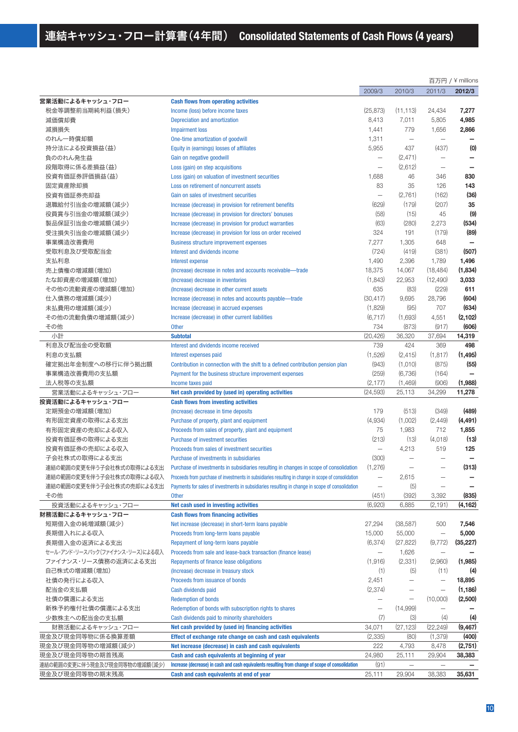# 連結キャッシュ・フロー計算書(4年間)　Consolidated Statements of Cash Flows (4 years)

百万円 / ¥ millions

| | | 2009/3 | 2010/3 | 2011/3 | 2012/3 |
|---|---|---|---|---|---|
| **営業活動によるキャッシュ・フロー** | **Cash flows from operating activities** | | | | |
| 税金等調整前当期純利益(損失) | Income (loss) before income taxes | (25,873) | (11,113) | 24,434 | **7,277** |
| 減価償却費 | Depreciation and amortization | 8,413 | 7,011 | 5,805 | **4,985** |
| 減損損失 | Impairment loss | 1,441 | 779 | 1,656 | **2,866** |
| のれん一時償却額 | One-time amortization of goodwill | 1,311 | — | — | **—** |
| 持分法による投資損益(益) | Equity in (earnings) losses of affiliates | 5,955 | 437 | (437) | **(0)** |
| 負ののれん発生益 | Gain on negative goodwill | — | (2,471) | — | **—** |
| 段階取得に係る差損益(益) | Loss (gain) on step acquisitions | — | (2,612) | — | **—** |
| 投資有価証券評価損益(益) | Loss (gain) on valuation of investment securities | 1,688 | 46 | 346 | **830** |
| 固定資産除却損 | Loss on retirement of noncurrent assets | 83 | 35 | 126 | **143** |
| 投資有価証券売却益 | Gain on sales of investment securities | — | (2,761) | (162) | **(36)** |
| 退職給付引当金の増減額(減少) | Increase (decrease) in provision for retirement benefits | (629) | (179) | (207) | **35** |
| 役員賞与引当金の増減額(減少) | Increase (decrease) in provision for directors' bonuses | (58) | (15) | 45 | **(9)** |
| 製品保証引当金の増減額(減少) | Increase (decrease) in provision for product warranties | (63) | (280) | 2,273 | **(534)** |
| 受注損失引当金の増減額(減少) | Increase (decrease) in provision for loss on order received | 324 | 191 | (179) | **(89)** |
| 事業構造改善費用 | Business structure improvement expenses | 7,277 | 1,305 | 648 | **—** |
| 受取利息及び受取配当金 | Interest and dividends income | (724) | (419) | (381) | **(507)** |
| 支払利息 | Interest expense | 1,490 | 2,396 | 1,789 | **1,496** |
| 売上債権の増減額(増加) | (Increase) decrease in notes and accounts receivable—trade | 18,375 | 14,067 | (18,484) | **(1,834)** |
| たな卸資産の増減額(増加) | (Increase) decrease in inventories | (1,843) | 22,953 | (12,490) | **3,033** |
| その他の流動資産の増減額(増加) | (Increase) decrease in other current assets | 635 | (83) | (229) | **611** |
| 仕入債務の増減額(減少) | Increase (decrease) in notes and accounts payable—trade | (30,417) | 9,695 | 28,796 | **(604)** |
| 未払費用の増減額(減少) | Increase (decrease) in accrued expenses | (1,829) | (95) | 707 | **(634)** |
| その他の流動負債の増減額(減少) | Increase (decrease) in other current liabilities | (6,717) | (1,693) | 4,551 | **(2,102)** |
| その他 | Other | 734 | (873) | (917) | **(606)** |
| 小計 | **Subtotal** | (20,426) | 36,320 | 37,694 | **14,319** |
| 利息及び配当金の受取額 | Interest and dividends income received | 739 | 424 | 369 | **498** |
| 利息の支払額 | Interest expenses paid | (1,526) | (2,415) | (1,817) | **(1,495)** |
| 確定拠出年金制度への移行に伴う拠出額 | Contribution in connection with the shift to a defined contribution pension plan | (943) | (1,010) | (875) | **(55)** |
| 事業構造改善費用の支払額 | Payment for the business structure improvement expenses | (259) | (6,736) | (164) | **—** |
| 法人税等の支払額 | Income taxes paid | (2,177) | (1,469) | (906) | **(1,988)** |
| 営業活動によるキャッシュ・フロー | **Net cash provided by (used in) operating activities** | (24,593) | 25,113 | 34,299 | **11,278** |
| **投資活動によるキャッシュ・フロー** | **Cash flows from investing activities** | | | | |
| 定期預金の増減額(増加) | (Increase) decrease in time deposits | 179 | (513) | (349) | **(489)** |
| 有形固定資産の取得による支出 | Purchase of property, plant and equipment | (4,934) | (1,002) | (2,449) | **(4,491)** |
| 有形固定資産の売却による収入 | Proceeds from sales of property, plant and equipment | 75 | 1,983 | 712 | **1,855** |
| 投資有価証券の取得による支出 | Purchase of investment securities | (213) | (13) | (4,018) | **(13)** |
| 投資有価証券の売却による収入 | Proceeds from sales of investment securities | — | 4,213 | 519 | **125** |
| 子会社株式の取得による支出 | Purchase of investments in subsidiaries | (300) | — | — | **—** |
| 連結の範囲の変更を伴う子会社株式の取得による支出 | Purchase of investments in subsidiaries resulting in changes in scope of consolidation | (1,276) | — | — | **(313)** |
| 連結の範囲の変更を伴う子会社株式の取得による収入 | Proceeds from purchase of investments in subsidiaries resulting in change in scope of consolidation | — | 2,615 | — | **—** |
| 連結の範囲の変更を伴う子会社株式の売却による支出 | Payments for sales of investments in subsidiaries resulting in change in scope of consolidation | — | (5) | — | **—** |
| その他 | Other | (451) | (392) | 3,392 | **(835)** |
| 投資活動によるキャッシュ・フロー | **Net cash used in investing activities** | (6,920) | 6,885 | (2,191) | **(4,162)** |
| **財務活動によるキャッシュ・フロー** | **Cash flows from financing activities** | | | | |
| 短期借入金の純増減額(減少) | Net increase (decrease) in short-term loans payable | 27,294 | (38,587) | 500 | **7,546** |
| 長期借入れによる収入 | Proceeds from long-term loans payable | 15,000 | 55,000 | — | **5,000** |
| 長期借入金の返済による支出 | Repayment of long-term loans payable | (6,374) | (27,822) | (9,772) | **(35,227)** |
| セール・アンド・リースバック(ファイナンス・リース)による収入 | Proceeds from sale and lease-back transaction (finance lease) | — | 1,626 | — | **—** |
| ファイナンス・リース債務の返済による支出 | Repayments of finance lease obligations | (1,916) | (2,331) | (2,960) | **(1,985)** |
| 自己株式の増減額(増加) | (Increase) decrease in treasury stock | (1) | (5) | (11) | **(4)** |
| 社債の発行による収入 | Proceeds from issuance of bonds | 2,451 | — | — | **18,895** |
| 配当金の支払額 | Cash dividends paid | (2,374) | — | — | **(1,186)** |
| 社債の償還による支出 | Redemption of bonds | — | — | (10,000) | **(2,500)** |
| 新株予約権付社債の償還による支出 | Redemption of bonds with subscription rights to shares | — | (14,999) | — | **—** |
| 少数株主への配当金の支払額 | Cash dividends paid to minority shareholders | (7) | (3) | (4) | **(4)** |
| 財務活動によるキャッシュ・フロー | **Net cash provided by (used in) financing activities** | 34,071 | (27,123) | (22,249) | **(9,467)** |
| 現金及び現金同等物に係る換算差額 | **Effect of exchange rate change on cash and cash equivalents** | (2,335) | (80) | (1,379) | **(400)** |
| 現金及び現金同等物の増減額(減少) | **Net increase (decrease) in cash and cash equivalents** | 222 | 4,793 | 8,478 | **(2,751)** |
| 現金及び現金同等物の期首残高 | **Cash and cash equivalents at beginning of year** | 24,980 | 25,111 | 29,904 | **38,383** |
| 連結の範囲の変更に伴う現金及び現金同等物の増減額(減少) | **Increase (decrease) in cash and cash equivalents resulting from change of scope of consolidation** | (91) | — | — | **—** |
| 現金及び現金同等物の期末残高 | **Cash and cash equivalents at end of year** | 25,111 | 29,904 | 38,383 | **35,631** |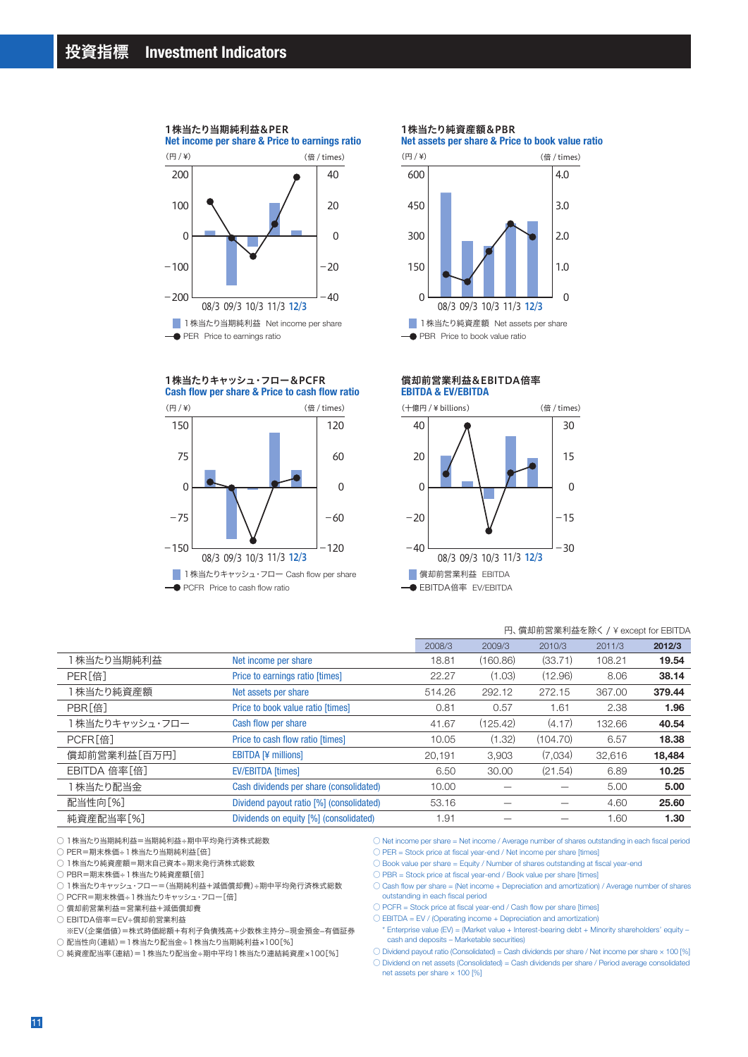# 投資指標 Investment Indicators

### 1株当たり当期純利益&PER
**Net income per share & Price to earnings ratio**

(円 / ¥) (倍 / times)

08/3 09/3 10/3 11/3 12/3

1株当たり当期純利益 Net income per share
PER Price to earnings ratio

### 1株当たり純資産額&PBR
**Net assets per share & Price to book value ratio**

(円 / ¥) (倍 / times)

08/3 09/3 10/3 11/3 12/3

1株当たり純資産額 Net assets per share
PBR Price to book value ratio

### 1株当たりキャッシュ・フロー&PCFR
**Cash flow per share & Price to cash flow ratio**

(円 / ¥) (倍 / times)

08/3 09/3 10/3 11/3 12/3

1株当たりキャッシュ・フロー Cash flow per share
PCFR Price to cash flow ratio

### 償却前営業利益&EBITDA倍率
**EBITDA & EV/EBITDA**

(十億円 / ¥ billions) (倍 / times)

08/3 09/3 10/3 11/3 12/3

償却前営業利益 EBITDA
EBITDA倍率 EV/EBITDA

円、償却前営業利益を除く / ¥ except for EBITDA

| | | 2008/3 | 2009/3 | 2010/3 | 2011/3 | 2012/3 |
|---|---|---|---|---|---|---|
| 1株当たり当期純利益 | Net income per share | 18.81 | (160.86) | (33.71) | 108.21 | **19.54** |
| PER[倍] | Price to earnings ratio [times] | 22.27 | (1.03) | (12.96) | 8.06 | **38.14** |
| 1株当たり純資産額 | Net assets per share | 514.26 | 292.12 | 272.15 | 367.00 | **379.44** |
| PBR[倍] | Price to book value ratio [times] | 0.81 | 0.57 | 1.61 | 2.38 | **1.96** |
| 1株当たりキャッシュ・フロー | Cash flow per share | 41.67 | (125.42) | (4.17) | 132.66 | **40.54** |
| PCFR[倍] | Price to cash flow ratio [times] | 10.05 | (1.32) | (104.70) | 6.57 | **18.38** |
| 償却前営業利益[百万円] | EBITDA [¥ millions] | 20,191 | 3,903 | (7,034) | 32,616 | **18,484** |
| EBITDA 倍率[倍] | EV/EBITDA [times] | 6.50 | 30.00 | (21.54) | 6.89 | **10.25** |
| 1株当たり配当金 | Cash dividends per share (consolidated) | 10.00 | — | — | 5.00 | **5.00** |
| 配当性向[%] | Dividend payout ratio [%] (consolidated) | 53.16 | — | — | 4.60 | **25.60** |
| 純資産配当率[%] | Dividends on equity [%] (consolidated) | 1.91 | — | — | 1.60 | **1.30** |

- ○ 1株当たり当期純利益＝当期純利益÷期中平均発行済株式総数
- ○ PER＝期末株価÷1株当たり当期純利益[倍]
- ○ 1株当たり純資産額＝期末自己資本÷期末発行済株式総数
- ○ PBR＝期末株価÷1株当たり純資産額[倍]
- ○ 1株当たりキャッシュ・フロー＝(当期純利益＋減価償却費)÷期中平均発行済株式総数
- ○ PCFR＝期末株価÷1株当たりキャッシュ・フロー[倍]
- ○ 償却前営業利益＝営業利益＋減価償却費
- ○ EBITDA倍率＝EV÷償却前営業利益
  - ※EV(企業価値)＝株式時価総額＋有利子負債残高＋少数株主持分−現金預金−有価証券
- ○ 配当性向(連結)＝1株当たり配当金÷1株当たり当期純利益×100[%]
- ○ 純資産配当率(連結)＝1株当たり配当金÷期中平均1株当たり連結純資産×100[%]

- ○ Net income per share = Net income / Average number of shares outstanding in each fiscal period
- ○ PER = Stock price at fiscal year-end / Net income per share [times]
- ○ Book value per share = Equity / Number of shares outstanding at fiscal year-end
- ○ PBR = Stock price at fiscal year-end / Book value per share [times]
- ○ Cash flow per share = (Net income + Depreciation and amortization) / Average number of shares outstanding in each fiscal period
- ○ PCFR = Stock price at fiscal year-end / Cash flow per share [times]
- ○ EBITDA = EV / (Operating income + Depreciation and amortization)
  - * Enterprise value (EV) = (Market value + Interest-bearing debt + Minority shareholders' equity – cash and deposits – Marketable securities)
- ○ Dividend payout ratio (Consolidated) = Cash dividends per share / Net income per share × 100 [%]
- ○ Dividend on net assets (Consolidated) = Cash dividends per share / Period average consolidated net assets per share × 100 [%]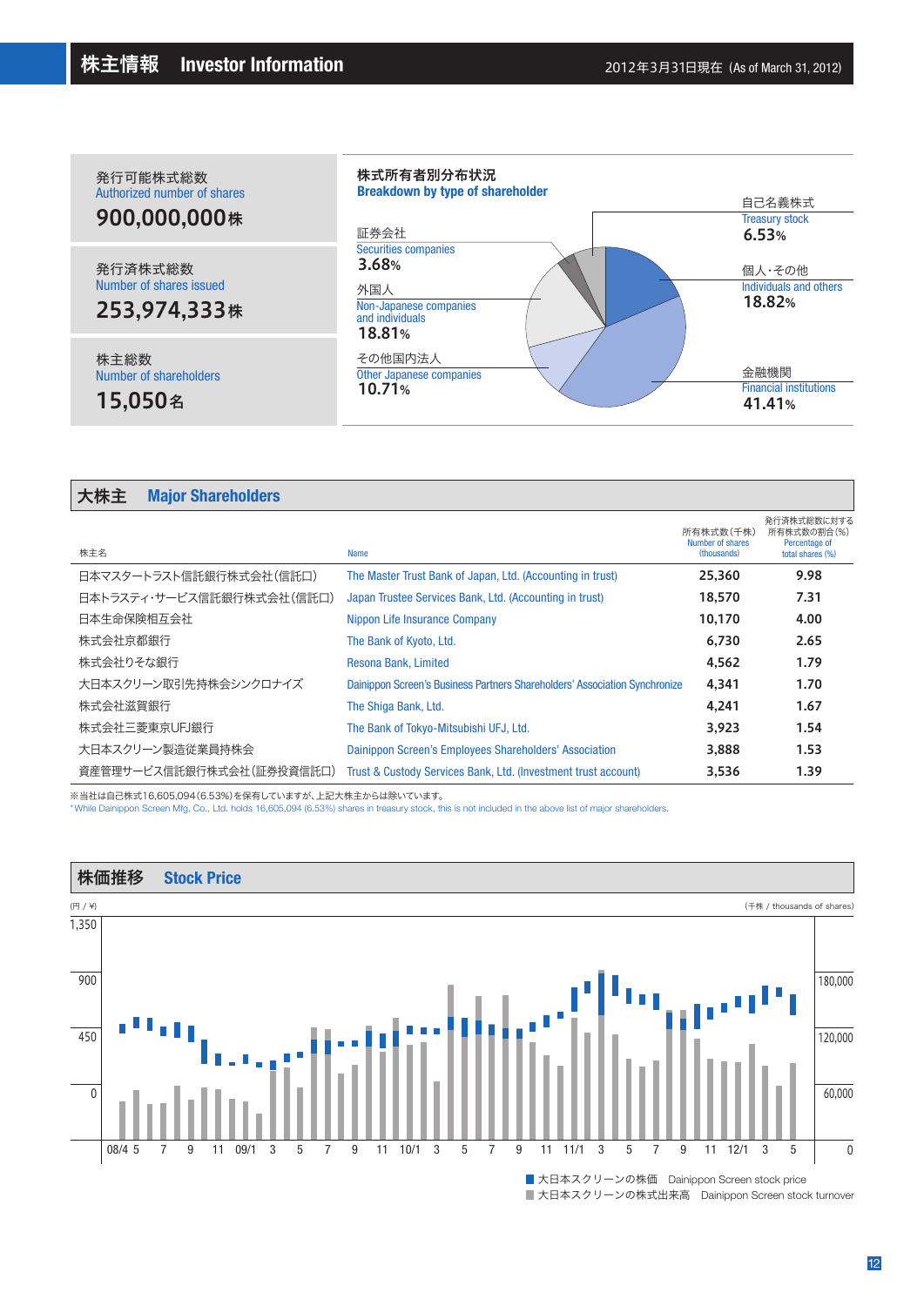# 株主情報 Investor Information

2012年3月31日現在（As of March 31, 2012)

発行可能株式総数
Authorized number of shares
**900,000,000株**

発行済株式総数
Number of shares issued
**253,974,333株**

株主総数
Number of shareholders
**15,050名**

### 株式所有者別分布状況 Breakdown by type of shareholder

| 区分 | 割合 |
|---|---|
| 自己名義株式 Treasury stock | 6.53% |
| 個人・その他 Individuals and others | 18.82% |
| 金融機関 Financial institutions | 41.41% |
| その他国内法人 Other Japanese companies | 10.71% |
| 外国人 Non-Japanese companies and individuals | 18.81% |
| 証券会社 Securities companies | 3.68% |

## 大株主 Major Shareholders

| 株主名 | Name | 所有株式数（千株） Number of shares (thousands) | 発行済株式総数に対する所有株式数の割合（%） Percentage of total shares (%) |
|---|---|---|---|
| 日本マスタートラスト信託銀行株式会社（信託口） | The Master Trust Bank of Japan, Ltd. (Accounting in trust) | 25,360 | 9.98 |
| 日本トラスティ・サービス信託銀行株式会社（信託口） | Japan Trustee Services Bank, Ltd. (Accounting in trust) | 18,570 | 7.31 |
| 日本生命保険相互会社 | Nippon Life Insurance Company | 10,170 | 4.00 |
| 株式会社京都銀行 | The Bank of Kyoto, Ltd. | 6,730 | 2.65 |
| 株式会社りそな銀行 | Resona Bank, Limited | 4,562 | 1.79 |
| 大日本スクリーン取引先持株会シンクロナイズ | Dainippon Screen's Business Partners Shareholders' Association Synchronize | 4,341 | 1.70 |
| 株式会社滋賀銀行 | The Shiga Bank, Ltd. | 4,241 | 1.67 |
| 株式会社三菱東京UFJ銀行 | The Bank of Tokyo-Mitsubishi UFJ, Ltd. | 3,923 | 1.54 |
| 大日本スクリーン製造従業員持株会 | Dainippon Screen's Employees Shareholders' Association | 3,888 | 1.53 |
| 資産管理サービス信託銀行株式会社（証券投資信託口） | Trust & Custody Services Bank, Ltd. (Investment trust account) | 3,536 | 1.39 |

※当社は自己株式16,605,094(6.53%)を保有していますが、上記大株主からは除いています。
*While Dainippon Screen Mfg. Co., Ltd. holds 16,605,094 (6.53%) shares in treasury stock, this is not included in the above list of major shareholders.

## 株価推移 Stock Price

(円 / ¥) (千株 / thousands of shares)

Left axis: 0, 450, 900, 1,350
Right axis: 0, 60,000, 120,000, 180,000
Horizontal axis: 08/4, 5, 7, 9, 11, 09/1, 3, 5, 7, 9, 11, 10/1, 3, 5, 7, 9, 11, 11/1, 3, 5, 7, 9, 11, 12/1, 3, 5

■ 大日本スクリーンの株価 Dainippon Screen stock price
■ 大日本スクリーンの株式出来高 Dainippon Screen stock turnover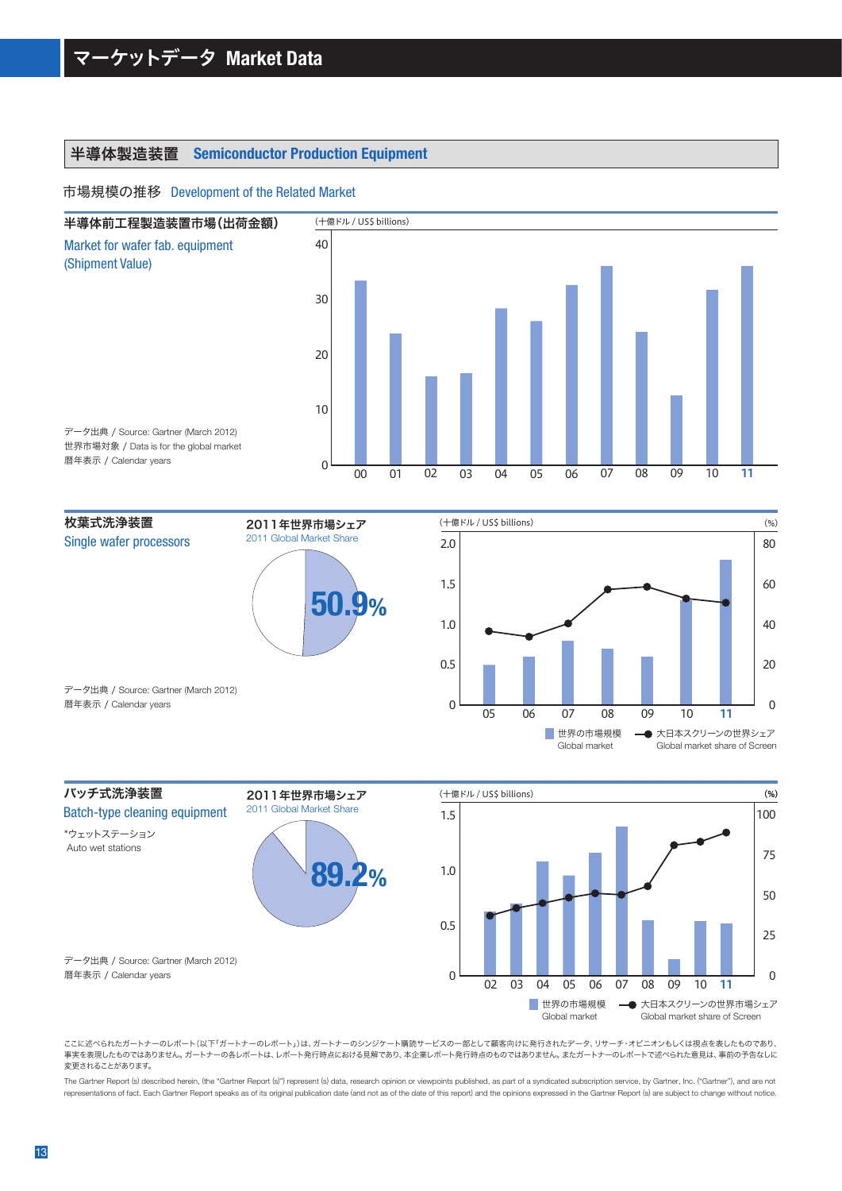# マーケットデータ Market Data

## 半導体製造装置 Semiconductor Production Equipment

### 市場規模の推移 Development of the Related Market

**半導体前工程製造装置市場(出荷金額)**
Market for wafer fab. equipment (Shipment Value)

(十億ドル / US$ billions)

データ出典 / Source: Gartner (March 2012)
世界市場対象 / Data is for the global market
暦年表示 / Calendar years

**枚葉式洗浄装置**
Single wafer processors

2011年世界市場シェア
2011 Global Market Share

**50.9%**

(十億ドル / US$ billions) (%)

世界の市場規模 Global market
大日本スクリーンの世界シェア Global market share of Screen

データ出典 / Source: Gartner (March 2012)
暦年表示 / Calendar years

**バッチ式洗浄装置**
Batch-type cleaning equipment

*ウェットステーション
Auto wet stations

2011年世界市場シェア
2011 Global Market Share

**89.2%**

(十億ドル / US$ billions) (%)

世界の市場規模 Global market
大日本スクリーンの世界市場シェア Global market share of Screen

データ出典 / Source: Gartner (March 2012)
暦年表示 / Calendar years

ここに述べられたガートナーのレポート(以下「ガートナーのレポート」)は、ガートナーのシンジケート購読サービスの一部として顧客向けに発行されたデータ、リサーチ・オピニオンもしくは視点を表したものであり、事実を表現したものではありません。ガートナーの各レポートは、レポート発行時点における見解であり、本企業レポート発行時点のものではありません。またガートナーのレポートで述べられた意見は、事前の予告なしに変更されることがあります。

The Gartner Report (s) described herein, (the "Gartner Report (s)") represent (s) data, research opinion or viewpoints published, as part of a syndicated subscription service, by Gartner, Inc. ("Gartner"), and are not representations of fact. Each Gartner Report speaks as of its original publication date (and not as of the date of this report) and the opinions expressed in the Gartner Report (s) are subject to change without notice.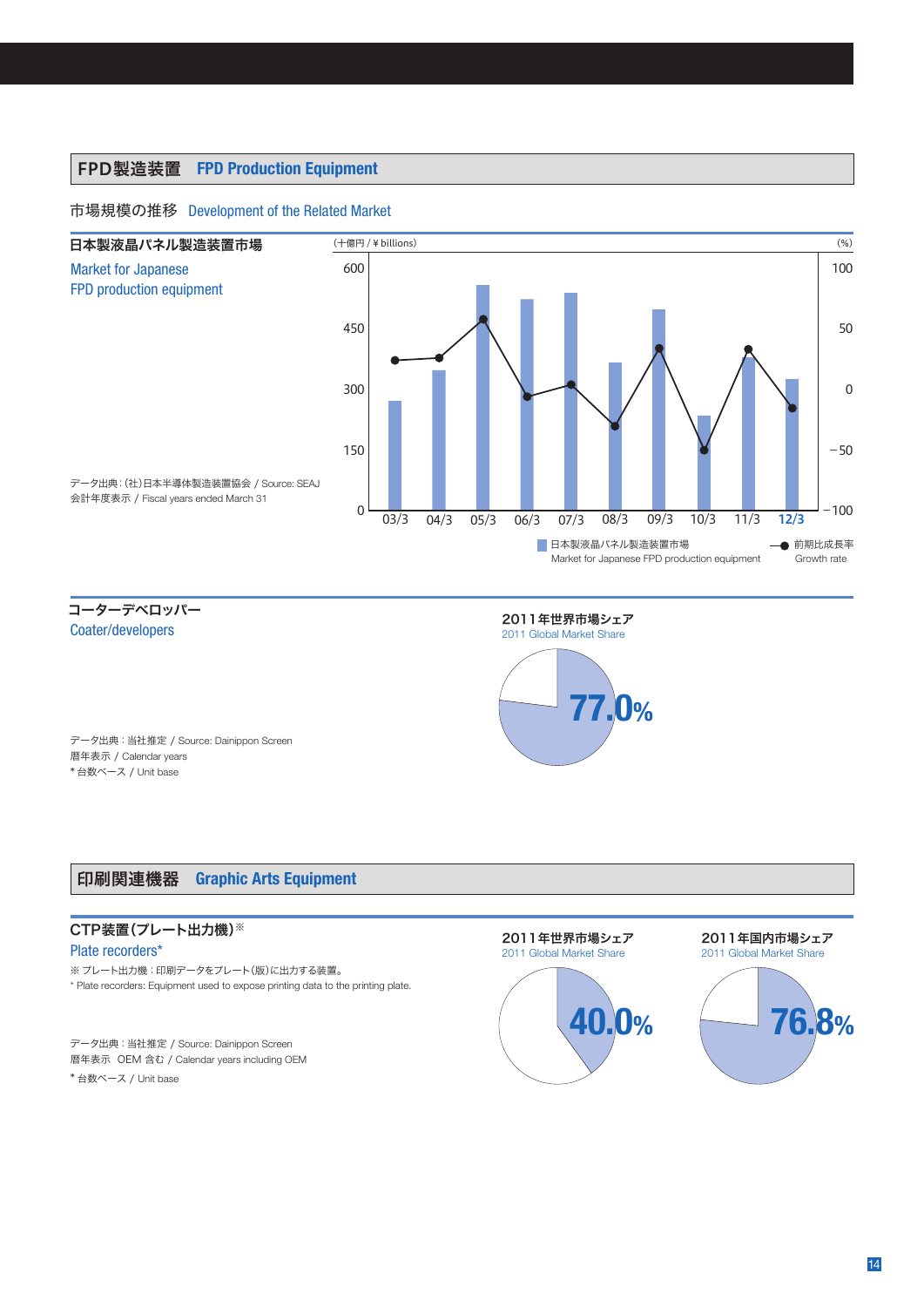## FPD製造装置　FPD Production Equipment

### 市場規模の推移　Development of the Related Market

**日本製液晶パネル製造装置市場**

Market for Japanese FPD production equipment

データ出典：(社)日本半導体製造装置協会 / Source: SEAJ
会計年度表示 / Fiscal years ended March 31

(十億円 / ¥ billions)　(%)

03/3　04/3　05/3　06/3　07/3　08/3　09/3　10/3　11/3　12/3

日本製液晶パネル製造装置市場 Market for Japanese FPD production equipment
前期比成長率 Growth rate

**コーターデベロッパー**

Coater/developers

データ出典：当社推定 / Source: Dainippon Screen
暦年表示 / Calendar years
* 台数ベース / Unit base

2011年世界市場シェア
2011 Global Market Share

77.0%

## 印刷関連機器　Graphic Arts Equipment

**CTP装置(プレート出力機)**※

Plate recorders*

※ プレート出力機：印刷データをプレート(版)に出力する装置。
* Plate recorders: Equipment used to expose printing data to the printing plate.

データ出典：当社推定 / Source: Dainippon Screen
暦年表示　OEM 含む / Calendar years including OEM
* 台数ベース / Unit base

2011年世界市場シェア
2011 Global Market Share

40.0%

2011年国内市場シェア
2011 Global Market Share

76.8%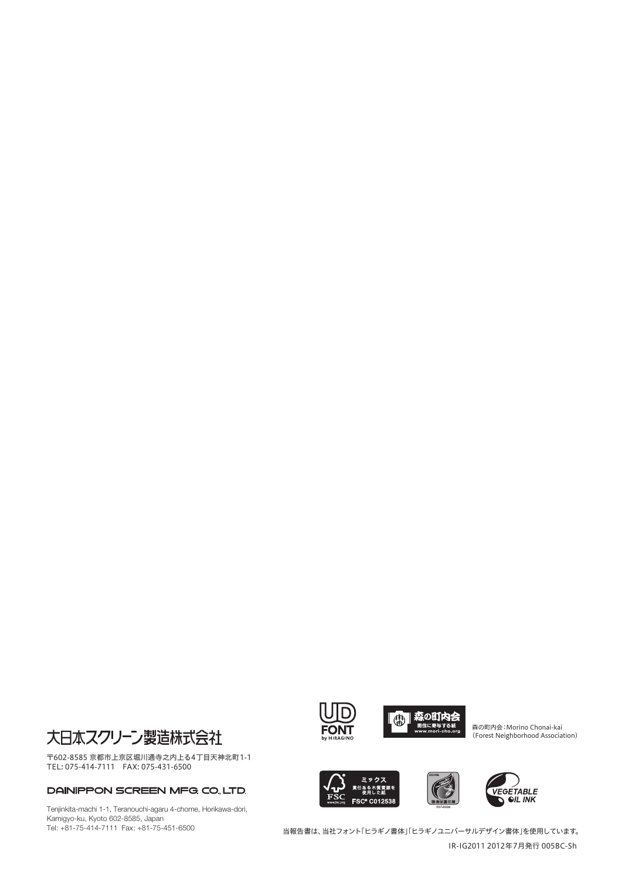大日本スクリーン製造株式会社

〒602-8585 京都市上京区堀川通寺之内上る4丁目天神北町1-1
TEL: 075-414-7111　FAX: 075-431-6500

DAINIPPON SCREEN MFG. CO., LTD.

Tenjinkita-machi 1-1, Teranouchi-agaru 4-chome, Horikawa-dori,
Kamigyo-ku, Kyoto 602-8585, Japan
Tel: +81-75-414-7111  Fax: +81-75-451-6500

UD FONT by HIRAGINO

森の町内会
間伐に寄与する紙
www.mori-cho.org

森の町内会：Morino Chonai-kai
（Forest Neighborhood Association）

ミックス
責任ある木質資源を使用した紙
FSC® C012538

VEGETABLE OIL INK

当報告書は、当社フォント「ヒラギノ書体」「ヒラギノユニバーサルデザイン書体」を使用しています。

IR-IG2011 2012年7月発行 005BC-Sh